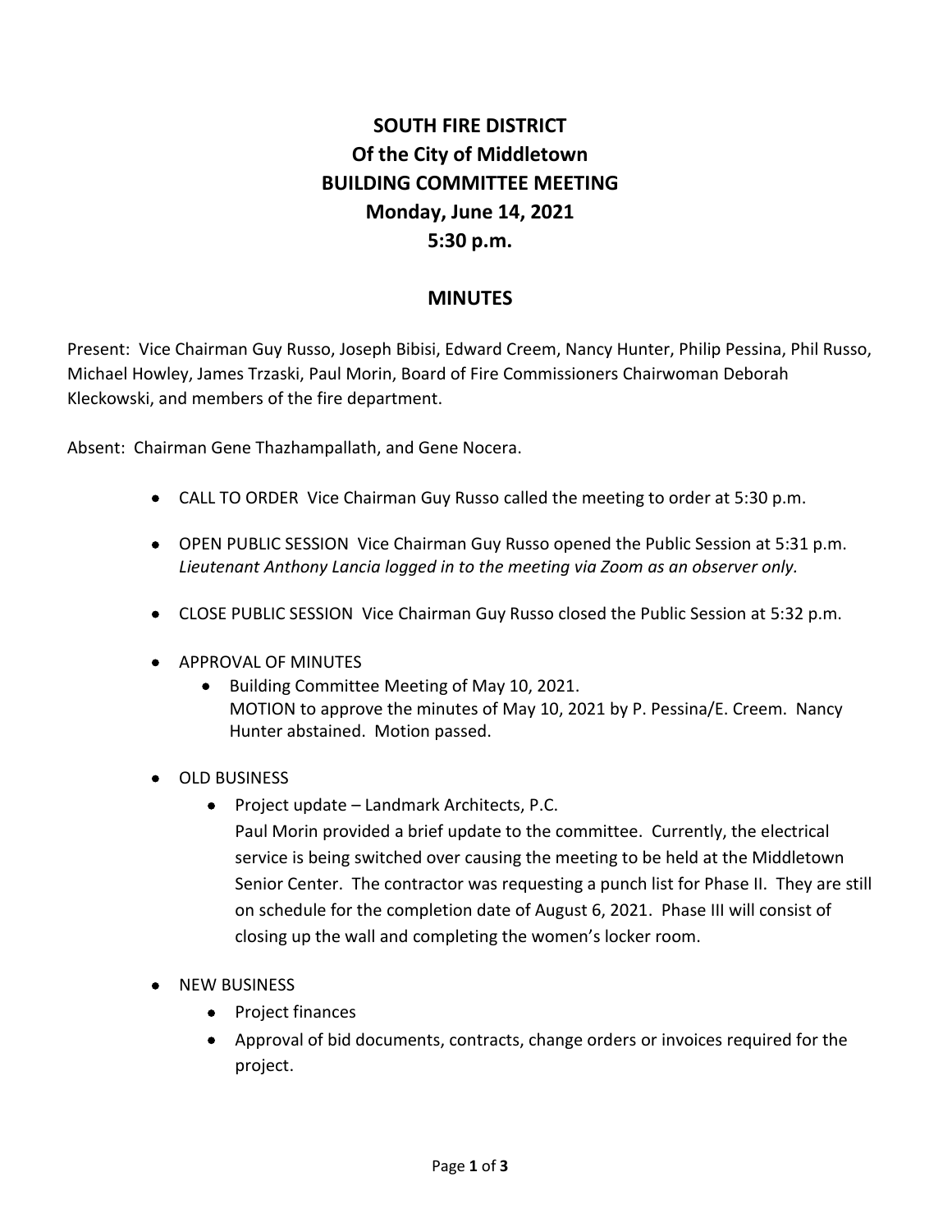# SOUTH FIRE DISTRICT
# Of the City of Middletown
# BUILDING COMMITTEE MEETING
# Monday, June 14, 2021
# 5:30 p.m.

## MINUTES

Present: Vice Chairman Guy Russo, Joseph Bibisi, Edward Creem, Nancy Hunter, Philip Pessina, Phil Russo, Michael Howley, James Trzaski, Paul Morin, Board of Fire Commissioners Chairwoman Deborah Kleckowski, and members of the fire department.

Absent: Chairman Gene Thazhampallath, and Gene Nocera.

- CALL TO ORDER Vice Chairman Guy Russo called the meeting to order at 5:30 p.m.
- OPEN PUBLIC SESSION Vice Chairman Guy Russo opened the Public Session at 5:31 p.m. *Lieutenant Anthony Lancia logged in to the meeting via Zoom as an observer only.*
- CLOSE PUBLIC SESSION Vice Chairman Guy Russo closed the Public Session at 5:32 p.m.
- APPROVAL OF MINUTES
  - Building Committee Meeting of May 10, 2021.
    MOTION to approve the minutes of May 10, 2021 by P. Pessina/E. Creem. Nancy Hunter abstained. Motion passed.
- OLD BUSINESS
  - Project update – Landmark Architects, P.C.
    Paul Morin provided a brief update to the committee. Currently, the electrical service is being switched over causing the meeting to be held at the Middletown Senior Center. The contractor was requesting a punch list for Phase II. They are still on schedule for the completion date of August 6, 2021. Phase III will consist of closing up the wall and completing the women's locker room.
- NEW BUSINESS
  - Project finances
  - Approval of bid documents, contracts, change orders or invoices required for the project.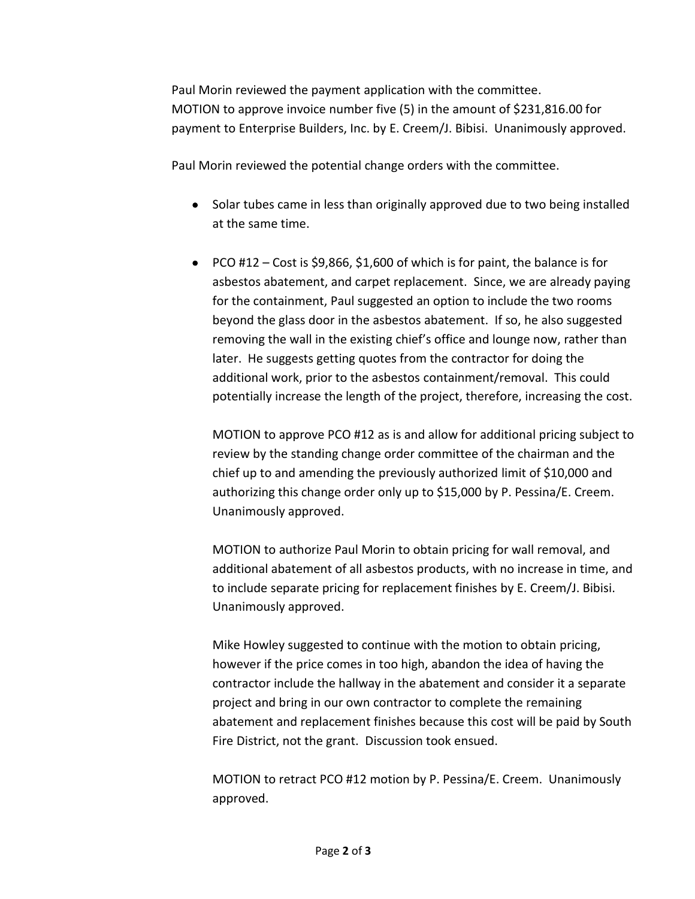Paul Morin reviewed the payment application with the committee.
MOTION to approve invoice number five (5) in the amount of $231,816.00 for payment to Enterprise Builders, Inc. by E. Creem/J. Bibisi. Unanimously approved.

Paul Morin reviewed the potential change orders with the committee.

- Solar tubes came in less than originally approved due to two being installed at the same time.

- PCO #12 – Cost is $9,866, $1,600 of which is for paint, the balance is for asbestos abatement, and carpet replacement. Since, we are already paying for the containment, Paul suggested an option to include the two rooms beyond the glass door in the asbestos abatement. If so, he also suggested removing the wall in the existing chief's office and lounge now, rather than later. He suggests getting quotes from the contractor for doing the additional work, prior to the asbestos containment/removal. This could potentially increase the length of the project, therefore, increasing the cost.

  MOTION to approve PCO #12 as is and allow for additional pricing subject to review by the standing change order committee of the chairman and the chief up to and amending the previously authorized limit of $10,000 and authorizing this change order only up to $15,000 by P. Pessina/E. Creem. Unanimously approved.

  MOTION to authorize Paul Morin to obtain pricing for wall removal, and additional abatement of all asbestos products, with no increase in time, and to include separate pricing for replacement finishes by E. Creem/J. Bibisi. Unanimously approved.

  Mike Howley suggested to continue with the motion to obtain pricing, however if the price comes in too high, abandon the idea of having the contractor include the hallway in the abatement and consider it a separate project and bring in our own contractor to complete the remaining abatement and replacement finishes because this cost will be paid by South Fire District, not the grant. Discussion took ensued.

  MOTION to retract PCO #12 motion by P. Pessina/E. Creem. Unanimously approved.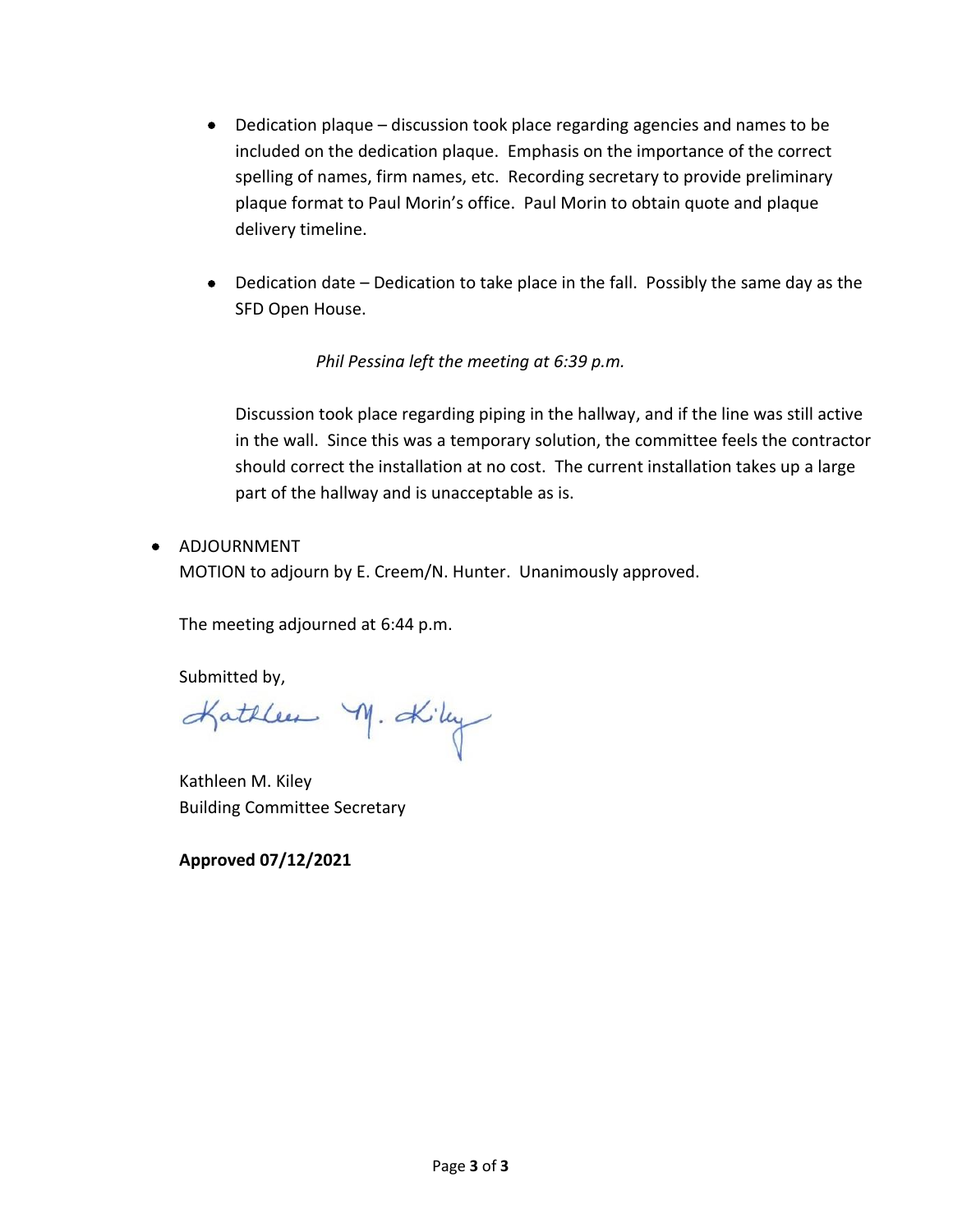- Dedication plaque – discussion took place regarding agencies and names to be included on the dedication plaque. Emphasis on the importance of the correct spelling of names, firm names, etc. Recording secretary to provide preliminary plaque format to Paul Morin's office. Paul Morin to obtain quote and plaque delivery timeline.

- Dedication date – Dedication to take place in the fall. Possibly the same day as the SFD Open House.

  *Phil Pessina left the meeting at 6:39 p.m.*

  Discussion took place regarding piping in the hallway, and if the line was still active in the wall. Since this was a temporary solution, the committee feels the contractor should correct the installation at no cost. The current installation takes up a large part of the hallway and is unacceptable as is.

- ADJOURNMENT
  MOTION to adjourn by E. Creem/N. Hunter. Unanimously approved.

  The meeting adjourned at 6:44 p.m.

  Submitted by,

  Kathleen M. Kiley

  Kathleen M. Kiley
  Building Committee Secretary

  **Approved 07/12/2021**